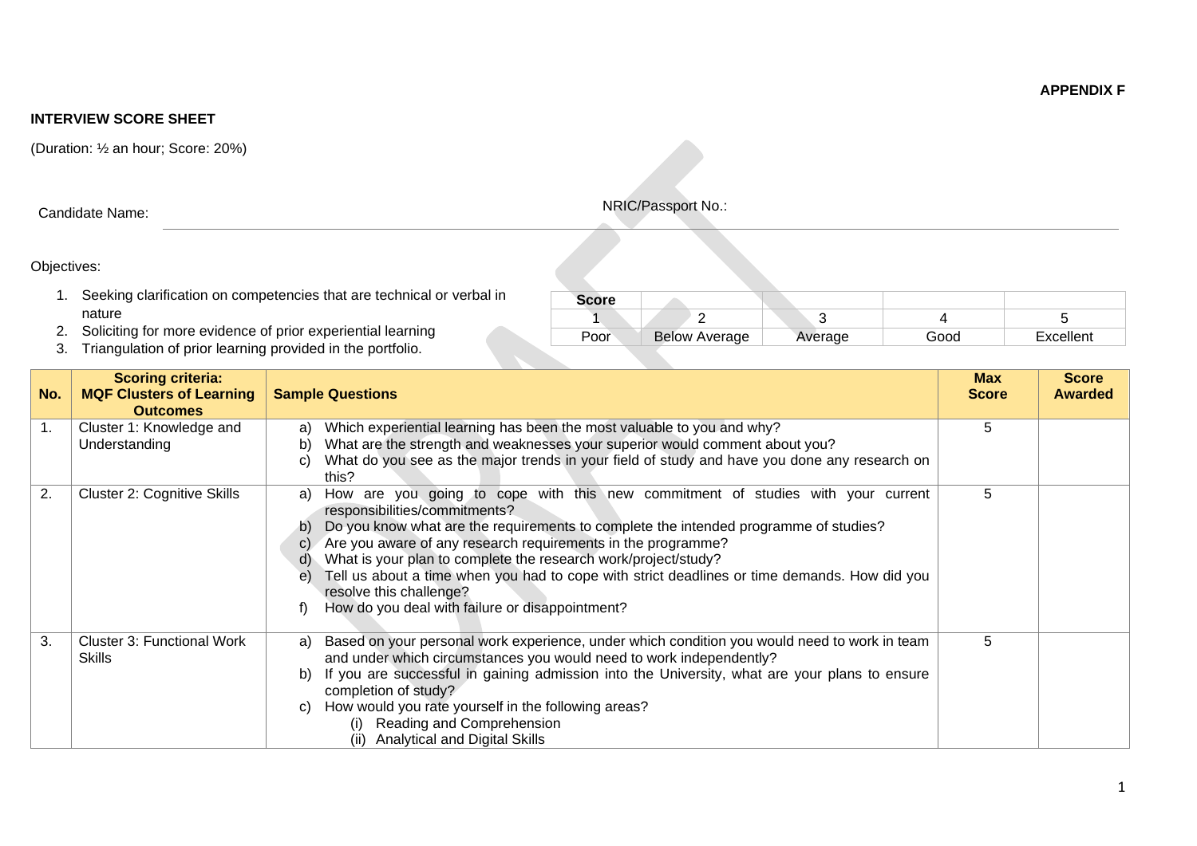**APPENDIX F**

**INTERVIEW SCORE SHEET**

(Duration: ½ an hour; Score: 20%)

Candidate Name: NRIC/Passport No.:

Objectives:

1. Seeking clarification on competencies that are technical or verbal in nature
2. Soliciting for more evidence of prior experiential learning
3. Triangulation of prior learning provided in the portfolio.

| **Score** | | | | |
|---|---|---|---|---|
| 1 | 2 | 3 | 4 | 5 |
| Poor | Below Average | Average | Good | Excellent |

| No. | Scoring criteria: MQF Clusters of Learning Outcomes | Sample Questions | Max Score | Score Awarded |
|---|---|---|---|---|
| 1. | Cluster 1: Knowledge and Understanding | a) Which experiential learning has been the most valuable to you and why?<br>b) What are the strength and weaknesses your superior would comment about you?<br>c) What do you see as the major trends in your field of study and have you done any research on this? | 5 | |
| 2. | Cluster 2: Cognitive Skills | a) How are you going to cope with this new commitment of studies with your current responsibilities/commitments?<br>b) Do you know what are the requirements to complete the intended programme of studies?<br>c) Are you aware of any research requirements in the programme?<br>d) What is your plan to complete the research work/project/study?<br>e) Tell us about a time when you had to cope with strict deadlines or time demands. How did you resolve this challenge?<br>f) How do you deal with failure or disappointment? | 5 | |
| 3. | Cluster 3: Functional Work Skills | a) Based on your personal work experience, under which condition you would need to work in team and under which circumstances you would need to work independently?<br>b) If you are successful in gaining admission into the University, what are your plans to ensure completion of study?<br>c) How would you rate yourself in the following areas?<br>(i) Reading and Comprehension<br>(ii) Analytical and Digital Skills | 5 | |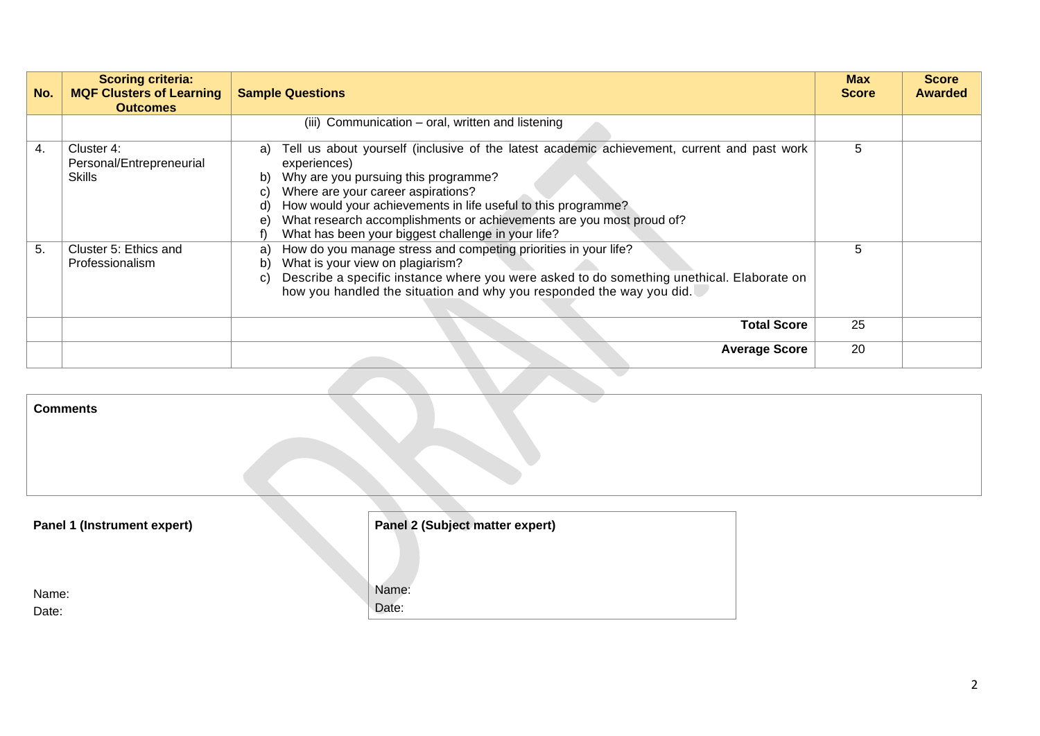| No. | Scoring criteria: MQF Clusters of Learning Outcomes | Sample Questions | Max Score | Score Awarded |
|---|---|---|---|---|
| | | (iii) Communication – oral, written and listening | | |
| 4. | Cluster 4: Personal/Entrepreneurial Skills | a) Tell us about yourself (inclusive of the latest academic achievement, current and past work experiences)<br>b) Why are you pursuing this programme?<br>c) Where are your career aspirations?<br>d) How would your achievements in life useful to this programme?<br>e) What research accomplishments or achievements are you most proud of?<br>f) What has been your biggest challenge in your life? | 5 | |
| 5. | Cluster 5: Ethics and Professionalism | a) How do you manage stress and competing priorities in your life?<br>b) What is your view on plagiarism?<br>c) Describe a specific instance where you were asked to do something unethical. Elaborate on how you handled the situation and why you responded the way you did. | 5 | |
| | | **Total Score** | 25 | |
| | | **Average Score** | 20 | |

**Comments**

**Panel 1 (Instrument expert)**

Name:

Date:

**Panel 2 (Subject matter expert)**

Name:

Date: